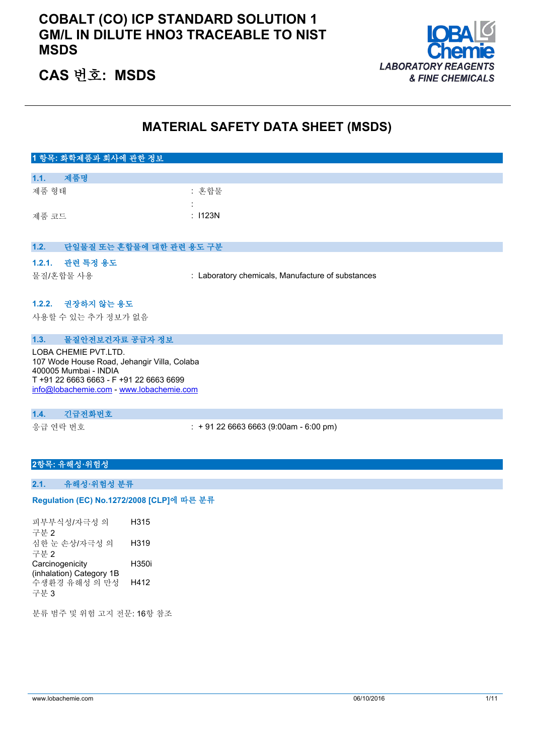# COBALT (CO) ICP STANDARD SOLUTION 1 GM/L IN DILUTE HNO3 TRACEABLE TO NIST MSDS

## CAS 번호: MSDS

LOBA Chemie
LABORATORY REAGENTS & FINE CHEMICALS

# MATERIAL SAFETY DATA SHEET (MSDS)

## 1 항목: 화학제품과 회사에 관한 정보

### 1.1. 제품명

| | |
|---|---|
| 제품 형태 | : 혼합물 |
| | : |
| 제품 코드 | : I123N |

### 1.2. 단일물질 또는 혼합물에 대한 관련 용도 구분

#### 1.2.1. 관련 특정 용도

| | |
|---|---|
| 물질/혼합물 사용 | : Laboratory chemicals, Manufacture of substances |

#### 1.2.2. 권장하지 않는 용도

사용할 수 있는 추가 정보가 없음

### 1.3. 물질안전보건자료 공급자 정보

LOBA CHEMIE PVT.LTD.
107 Wode House Road, Jehangir Villa, Colaba
400005 Mumbai - INDIA
T +91 22 6663 6663 - F +91 22 6663 6699
info@lobachemie.com - www.lobachemie.com

### 1.4. 긴급전화번호

| | |
|---|---|
| 응급 연락 번호 | : + 91 22 6663 6663 (9:00am - 6:00 pm) |

## 2항목: 유해성·위험성

### 2.1. 유해성·위험성 분류

**Regulation (EC) No.1272/2008 [CLP]에 따른 분류**

| | |
|---|---|
| 피부부식성/자극성 의 구분 2 | H315 |
| 심한 눈 손상/자극성 의 구분 2 | H319 |
| Carcinogenicity (inhalation) Category 1B | H350i |
| 수생환경 유해성 의 만성 구분 3 | H412 |

분류 범주 및 위험 고지 전문: 16항 참조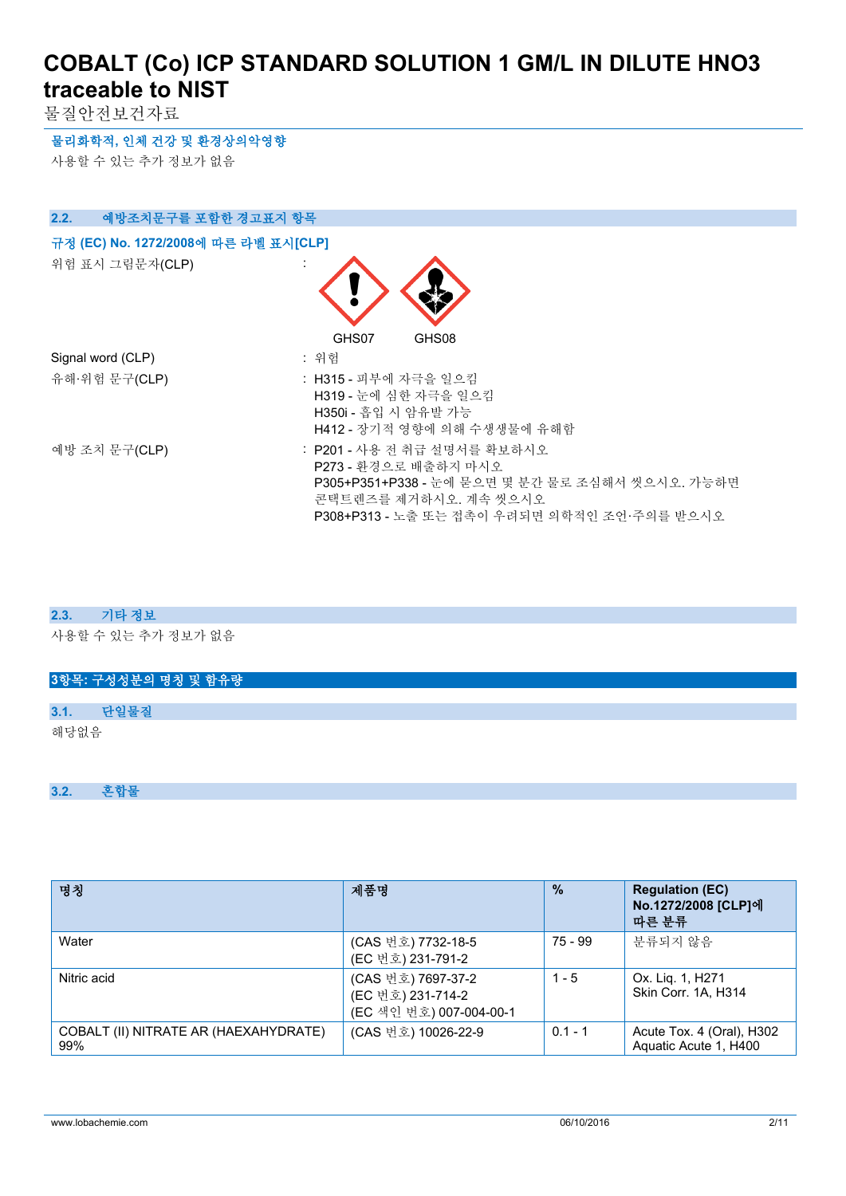#### 물리화학적, 인체 건강 및 환경상의악영향

사용할 수 있는 추가 정보가 없음

### 2.2. 예방조치문구를 포함한 경고표지 항목

#### 규정 (EC) No. 1272/2008에 따른 라벨 표시[CLP]

위험 표시 그림문자(CLP) :

GHS07 GHS08

Signal word (CLP) : 위험

유해·위험 문구(CLP) :
- H315 - 피부에 자극을 일으킴
- H319 - 눈에 심한 자극을 일으킴
- H350i - 흡입 시 암유발 가능
- H412 - 장기적 영향에 의해 수생생물에 유해함

예방 조치 문구(CLP) :
- P201 - 사용 전 취급 설명서를 확보하시오
- P273 - 환경으로 배출하지 마시오
- P305+P351+P338 - 눈에 묻으면 몇 분간 물로 조심해서 씻으시오. 가능하면 콘택트렌즈를 제거하시오. 계속 씻으시오
- P308+P313 - 노출 또는 접촉이 우려되면 의학적인 조언·주의를 받으시오

### 2.3. 기타 정보

사용할 수 있는 추가 정보가 없음

## 3항목: 구성성분의 명칭 및 함유량

### 3.1. 단일물질

해당없음

### 3.2. 혼합물

| 명칭 | 제품명 | % | Regulation (EC) No.1272/2008 [CLP]에 따른 분류 |
|---|---|---|---|
| Water | (CAS 번호) 7732-18-5<br>(EC 번호) 231-791-2 | 75 - 99 | 분류되지 않음 |
| Nitric acid | (CAS 번호) 7697-37-2<br>(EC 번호) 231-714-2<br>(EC 색인 번호) 007-004-00-1 | 1 - 5 | Ox. Liq. 1, H271<br>Skin Corr. 1A, H314 |
| COBALT (II) NITRATE AR (HAEXAHYDRATE) 99% | (CAS 번호) 10026-22-9 | 0.1 - 1 | Acute Tox. 4 (Oral), H302<br>Aquatic Acute 1, H400 |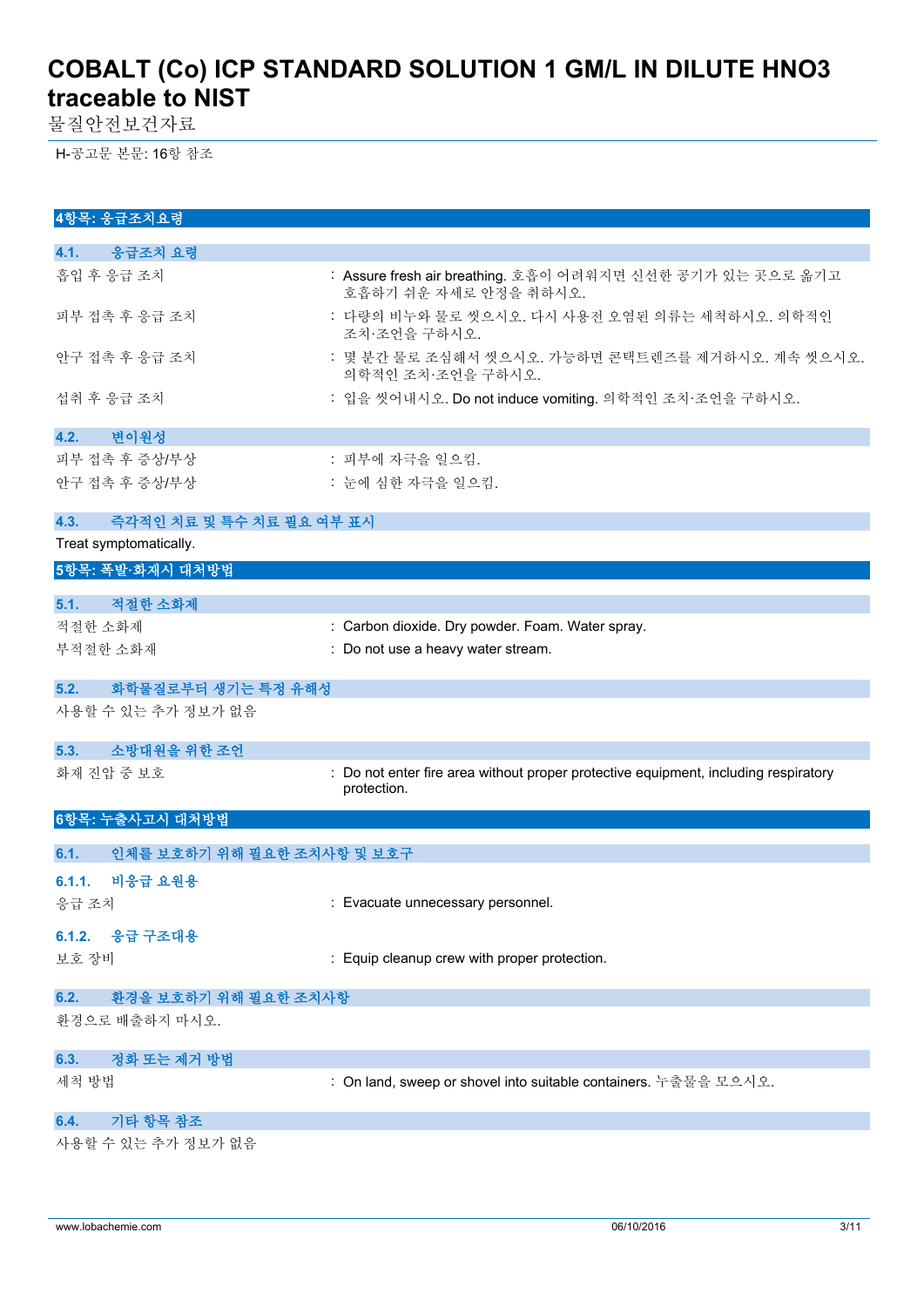H-공고문 본문: 16항 참조

## 4항목: 응급조치요령

### 4.1. 응급조치 요령

흡입 후 응급 조치 : Assure fresh air breathing. 호흡이 어려워지면 신선한 공기가 있는 곳으로 옮기고 호흡하기 쉬운 자세로 안정을 취하시오.

피부 접촉 후 응급 조치 : 다량의 비누와 물로 씻으시오. 다시 사용전 오염된 의류는 세척하시오. 의학적인 조치·조언을 구하시오.

안구 접촉 후 응급 조치 : 몇 분간 물로 조심해서 씻으시오. 가능하면 콘택트렌즈를 제거하시오. 계속 씻으시오. 의학적인 조치·조언을 구하시오.

섭취 후 응급 조치 : 입을 씻어내시오. Do not induce vomiting. 의학적인 조치·조언을 구하시오.

### 4.2. 변이원성

피부 접촉 후 증상/부상 : 피부에 자극을 일으킴.

안구 접촉 후 증상/부상 : 눈에 심한 자극을 일으킴.

### 4.3. 즉각적인 치료 및 특수 치료 필요 여부 표시

Treat symptomatically.

## 5항목: 폭발·화재시 대처방법

### 5.1. 적절한 소화제

적절한 소화제 : Carbon dioxide. Dry powder. Foam. Water spray.

부적절한 소화제 : Do not use a heavy water stream.

### 5.2. 화학물질로부터 생기는 특정 유해성

사용할 수 있는 추가 정보가 없음

### 5.3. 소방대원을 위한 조언

화재 진압 중 보호 : Do not enter fire area without proper protective equipment, including respiratory protection.

## 6항목: 누출사고시 대처방법

### 6.1. 인체를 보호하기 위해 필요한 조치사항 및 보호구

#### 6.1.1. 비응급 요원용

응급 조치 : Evacuate unnecessary personnel.

#### 6.1.2. 응급 구조대용

보호 장비 : Equip cleanup crew with proper protection.

### 6.2. 환경을 보호하기 위해 필요한 조치사항

환경으로 배출하지 마시오.

### 6.3. 정화 또는 제거 방법

세척 방법 : On land, sweep or shovel into suitable containers. 누출물을 모으시오.

### 6.4. 기타 항목 참조

사용할 수 있는 추가 정보가 없음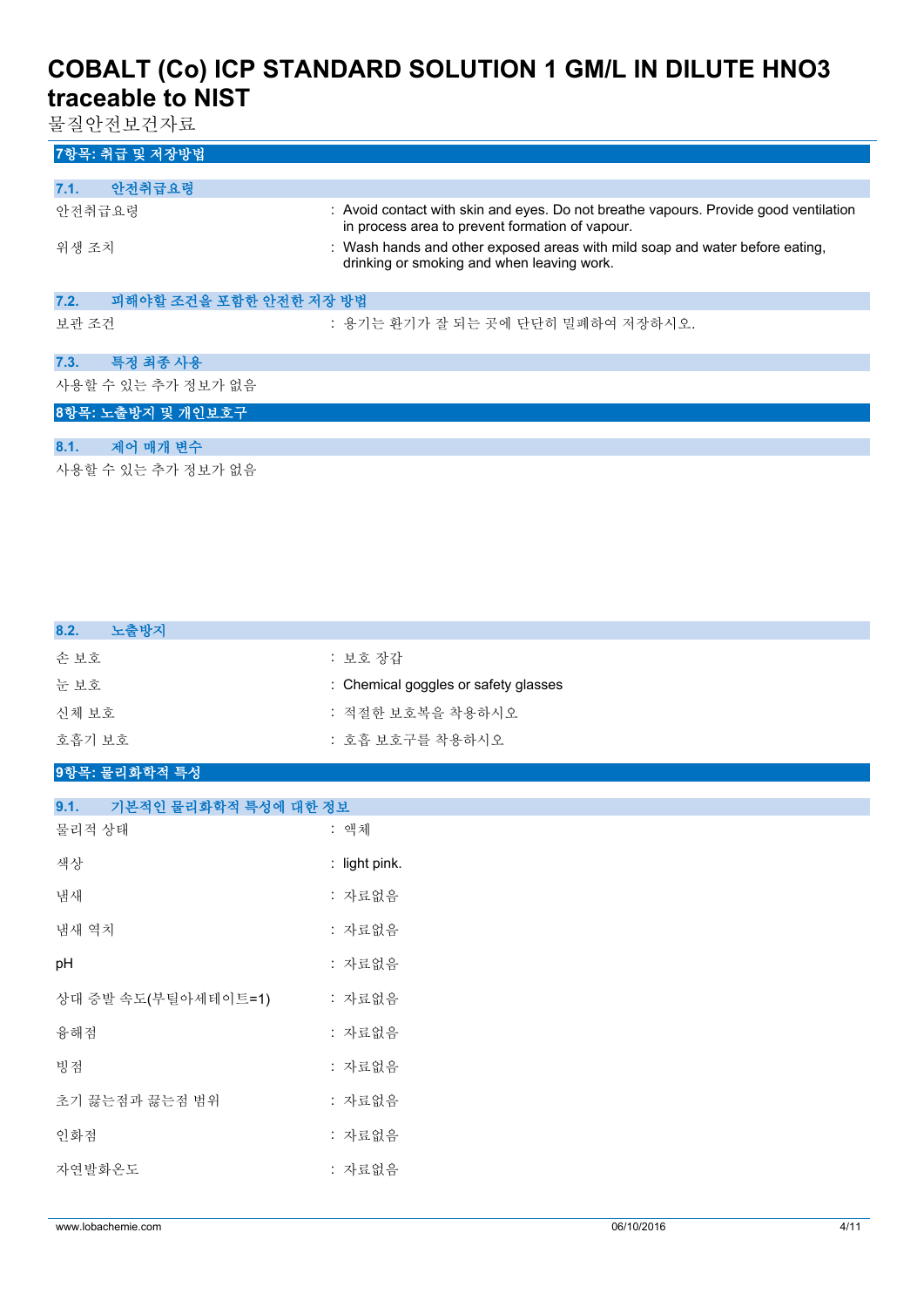## 7항목: 취급 및 저장방법

### 7.1. 안전취급요령

| | |
|---|---|
| 안전취급요령 | : Avoid contact with skin and eyes. Do not breathe vapours. Provide good ventilation in process area to prevent formation of vapour. |
| 위생 조치 | : Wash hands and other exposed areas with mild soap and water before eating, drinking or smoking and when leaving work. |

### 7.2. 피해야할 조건을 포함한 안전한 저장 방법

| | |
|---|---|
| 보관 조건 | : 용기는 환기가 잘 되는 곳에 단단히 밀폐하여 저장하시오. |

### 7.3. 특정 최종 사용

사용할 수 있는 추가 정보가 없음

## 8항목: 노출방지 및 개인보호구

### 8.1. 제어 매개 변수

사용할 수 있는 추가 정보가 없음

### 8.2. 노출방지

| | |
|---|---|
| 손 보호 | : 보호 장갑 |
| 눈 보호 | : Chemical goggles or safety glasses |
| 신체 보호 | : 적절한 보호복을 착용하시오 |
| 호흡기 보호 | : 호흡 보호구를 착용하시오 |

## 9항목: 물리화학적 특성

### 9.1. 기본적인 물리화학적 특성에 대한 정보

| | |
|---|---|
| 물리적 상태 | : 액체 |
| 색상 | : light pink. |
| 냄새 | : 자료없음 |
| 냄새 역치 | : 자료없음 |
| pH | : 자료없음 |
| 상대 증발 속도(부틸아세테이트=1) | : 자료없음 |
| 융해점 | : 자료없음 |
| 빙점 | : 자료없음 |
| 초기 끓는점과 끓는점 범위 | : 자료없음 |
| 인화점 | : 자료없음 |
| 자연발화온도 | : 자료없음 |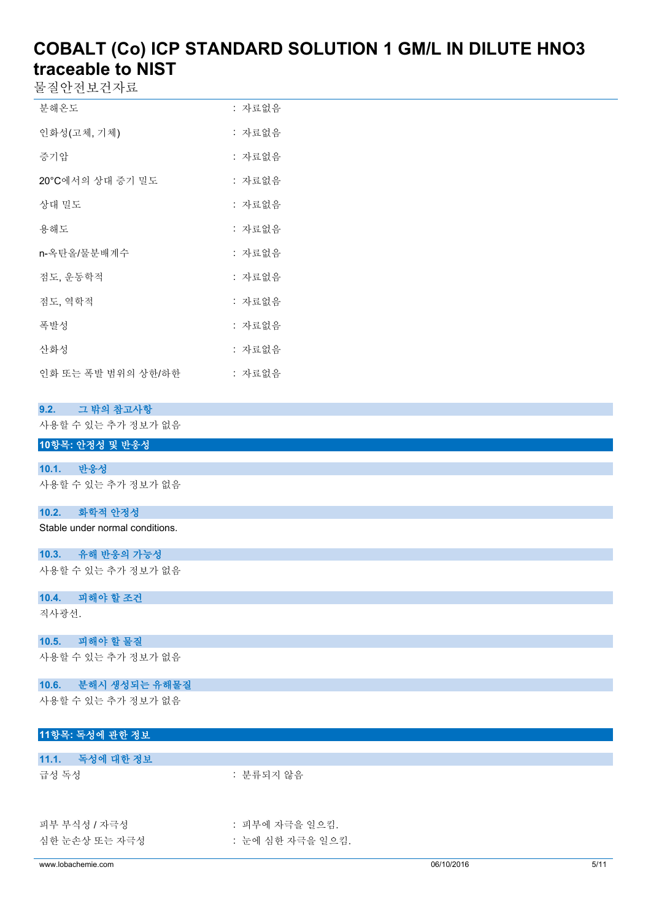| | |
|---|---|
| 분해온도 | : 자료없음 |
| 인화성(고체, 기체) | : 자료없음 |
| 증기압 | : 자료없음 |
| 20°C에서의 상대 증기 밀도 | : 자료없음 |
| 상대 밀도 | : 자료없음 |
| 용해도 | : 자료없음 |
| n-옥탄올/물분배계수 | : 자료없음 |
| 점도, 운동학적 | : 자료없음 |
| 점도, 역학적 | : 자료없음 |
| 폭발성 | : 자료없음 |
| 산화성 | : 자료없음 |
| 인화 또는 폭발 범위의 상한/하한 | : 자료없음 |

### 9.2. 그 밖의 참고사항

사용할 수 있는 추가 정보가 없음

## 10항목: 안정성 및 반응성

### 10.1. 반응성

사용할 수 있는 추가 정보가 없음

### 10.2. 화학적 안정성

Stable under normal conditions.

### 10.3. 유해 반응의 가능성

사용할 수 있는 추가 정보가 없음

### 10.4. 피해야 할 조건

직사광선.

### 10.5. 피해야 할 물질

사용할 수 있는 추가 정보가 없음

### 10.6. 분해시 생성되는 유해물질

사용할 수 있는 추가 정보가 없음

## 11항목: 독성에 관한 정보

### 11.1. 독성에 대한 정보

| | |
|---|---|
| 급성 독성 | : 분류되지 않음 |
| 피부 부식성 / 자극성 | : 피부에 자극을 일으킴. |
| 심한 눈손상 또는 자극성 | : 눈에 심한 자극을 일으킴. |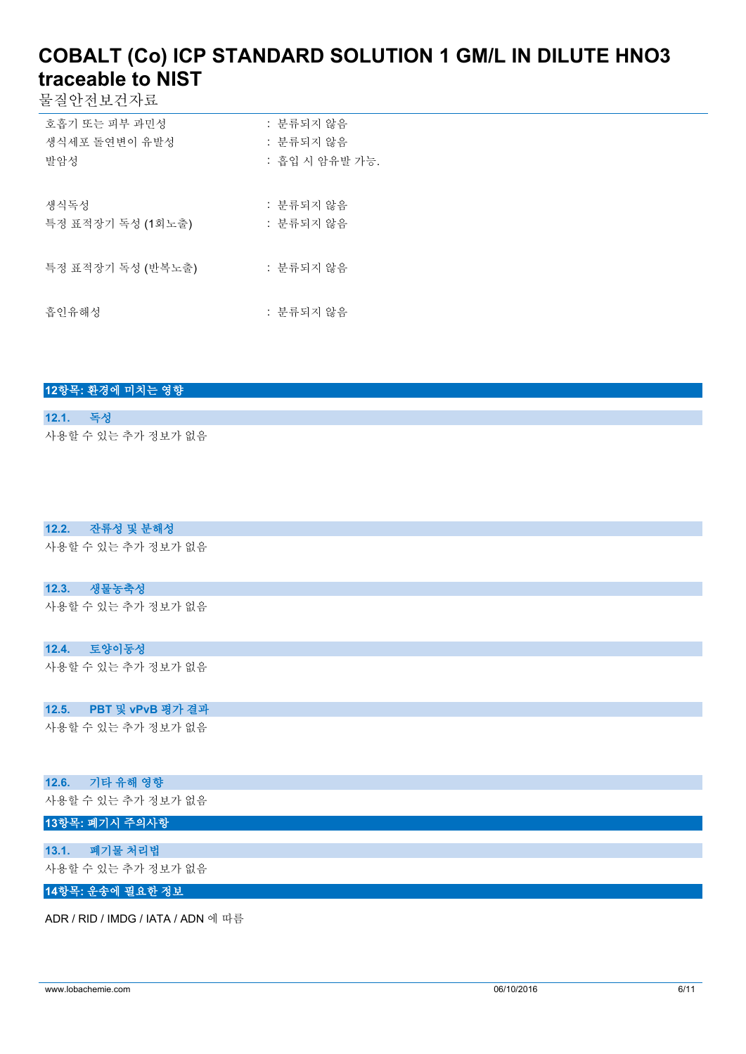| | |
|---|---|
| 호흡기 또는 피부 과민성 | : 분류되지 않음 |
| 생식세포 돌연변이 유발성 | : 분류되지 않음 |
| 발암성 | : 흡입 시 암유발 가능. |
| 생식독성 | : 분류되지 않음 |
| 특정 표적장기 독성 (1회노출) | : 분류되지 않음 |
| 특정 표적장기 독성 (반복노출) | : 분류되지 않음 |
| 흡인유해성 | : 분류되지 않음 |

## 12항목: 환경에 미치는 영향

### 12.1. 독성

사용할 수 있는 추가 정보가 없음

### 12.2. 잔류성 및 분해성

사용할 수 있는 추가 정보가 없음

### 12.3. 생물농축성

사용할 수 있는 추가 정보가 없음

### 12.4. 토양이동성

사용할 수 있는 추가 정보가 없음

### 12.5. PBT 및 vPvB 평가 결과

사용할 수 있는 추가 정보가 없음

### 12.6. 기타 유해 영향

사용할 수 있는 추가 정보가 없음

## 13항목: 폐기시 주의사항

### 13.1. 폐기물 처리법

사용할 수 있는 추가 정보가 없음

## 14항목: 운송에 필요한 정보

ADR / RID / IMDG / IATA / ADN 에 따름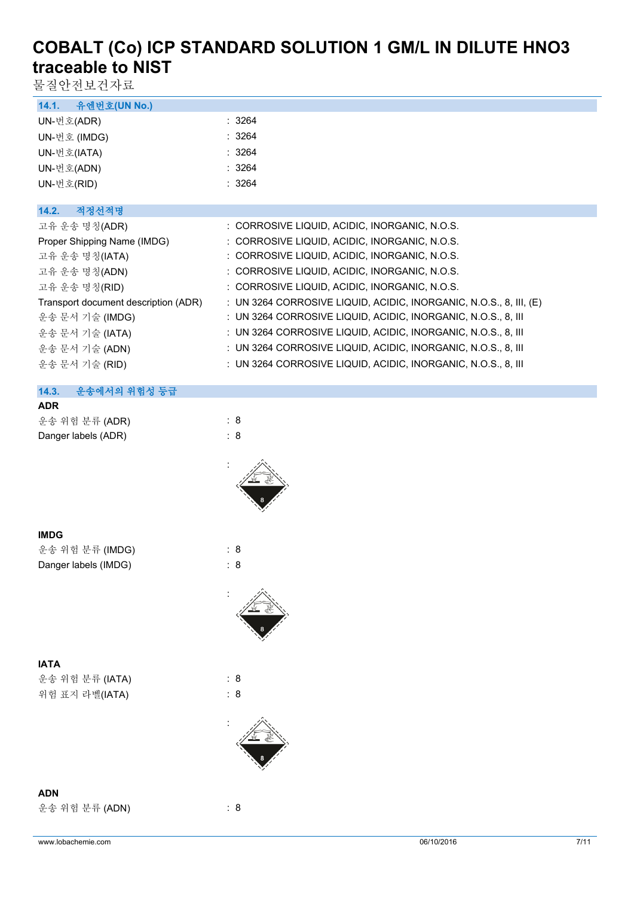# COBALT (Co) ICP STANDARD SOLUTION 1 GM/L IN DILUTE HNO3 traceable to NIST

물질안전보건자료

### 14.1. 유엔번호(UN No.)

| | |
|---|---|
| UN-번호(ADR) | : 3264 |
| UN-번호 (IMDG) | : 3264 |
| UN-번호(IATA) | : 3264 |
| UN-번호(ADN) | : 3264 |
| UN-번호(RID) | : 3264 |

### 14.2. 적정선적명

| | |
|---|---|
| 고유 운송 명칭(ADR) | : CORROSIVE LIQUID, ACIDIC, INORGANIC, N.O.S. |
| Proper Shipping Name (IMDG) | : CORROSIVE LIQUID, ACIDIC, INORGANIC, N.O.S. |
| 고유 운송 명칭(IATA) | : CORROSIVE LIQUID, ACIDIC, INORGANIC, N.O.S. |
| 고유 운송 명칭(ADN) | : CORROSIVE LIQUID, ACIDIC, INORGANIC, N.O.S. |
| 고유 운송 명칭(RID) | : CORROSIVE LIQUID, ACIDIC, INORGANIC, N.O.S. |
| Transport document description (ADR) | : UN 3264 CORROSIVE LIQUID, ACIDIC, INORGANIC, N.O.S., 8, III, (E) |
| 운송 문서 기술 (IMDG) | : UN 3264 CORROSIVE LIQUID, ACIDIC, INORGANIC, N.O.S., 8, III |
| 운송 문서 기술 (IATA) | : UN 3264 CORROSIVE LIQUID, ACIDIC, INORGANIC, N.O.S., 8, III |
| 운송 문서 기술 (ADN) | : UN 3264 CORROSIVE LIQUID, ACIDIC, INORGANIC, N.O.S., 8, III |
| 운송 문서 기술 (RID) | : UN 3264 CORROSIVE LIQUID, ACIDIC, INORGANIC, N.O.S., 8, III |

### 14.3. 운송에서의 위험성 등급

**ADR**

| | |
|---|---|
| 운송 위험 분류 (ADR) | : 8 |
| Danger labels (ADR) | : 8 |

:

**IMDG**

| | |
|---|---|
| 운송 위험 분류 (IMDG) | : 8 |
| Danger labels (IMDG) | : 8 |

:

**IATA**

| | |
|---|---|
| 운송 위험 분류 (IATA) | : 8 |
| 위험 표지 라벨(IATA) | : 8 |

:

**ADN**

| | |
|---|---|
| 운송 위험 분류 (ADN) | : 8 |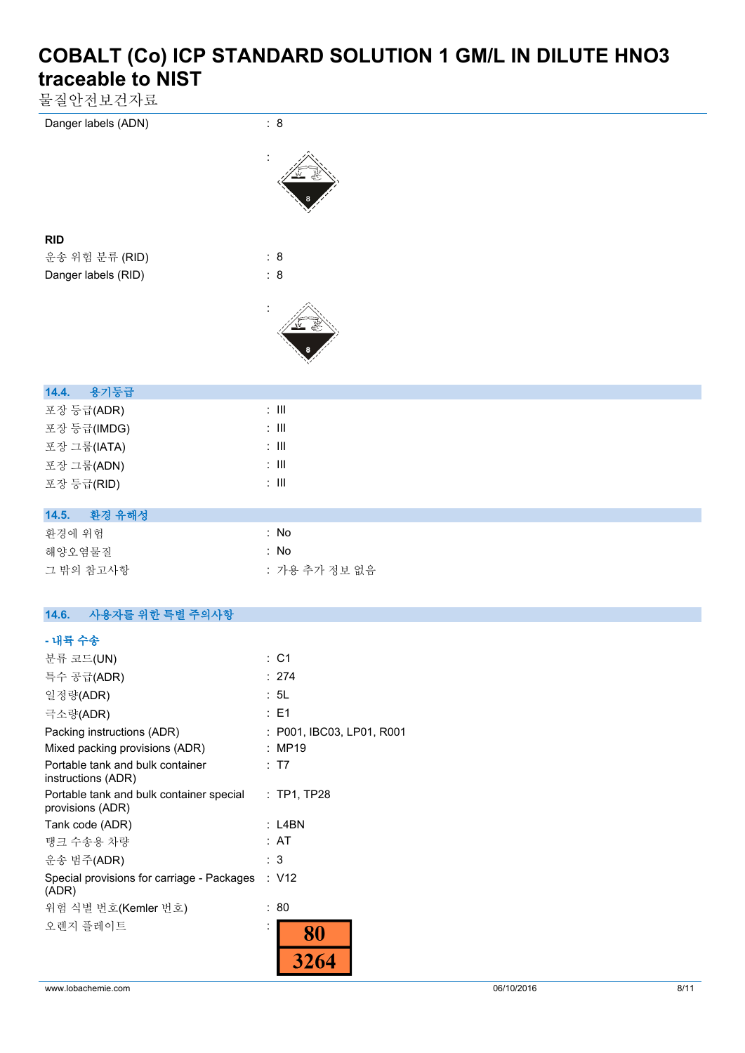Danger labels (ADN) : 8

:

**RID**

| | |
|---|---|
| 운송 위험 분류 (RID) | : 8 |
| Danger labels (RID) | : 8 |

:

### 14.4. 용기등급

| | |
|---|---|
| 포장 등급(ADR) | : III |
| 포장 등급(IMDG) | : III |
| 포장 그룹(IATA) | : III |
| 포장 그룹(ADN) | : III |
| 포장 등급(RID) | : III |

### 14.5. 환경 유해성

| | |
|---|---|
| 환경에 위험 | : No |
| 해양오염물질 | : No |
| 그 밖의 참고사항 | : 가용 추가 정보 없음 |

### 14.6. 사용자를 위한 특별 주의사항

**- 내륙 수송**

| | |
|---|---|
| 분류 코드(UN) | : C1 |
| 특수 공급(ADR) | : 274 |
| 일정량(ADR) | : 5L |
| 극소량(ADR) | : E1 |
| Packing instructions (ADR) | : P001, IBC03, LP01, R001 |
| Mixed packing provisions (ADR) | : MP19 |
| Portable tank and bulk container instructions (ADR) | : T7 |
| Portable tank and bulk container special provisions (ADR) | : TP1, TP28 |
| Tank code (ADR) | : L4BN |
| 탱크 수송용 차량 | : AT |
| 운송 범주(ADR) | : 3 |
| Special provisions for carriage - Packages (ADR) | : V12 |
| 위험 식별 번호(Kemler 번호) | : 80 |
| 오렌지 플레이트 | : 80 / 3264 |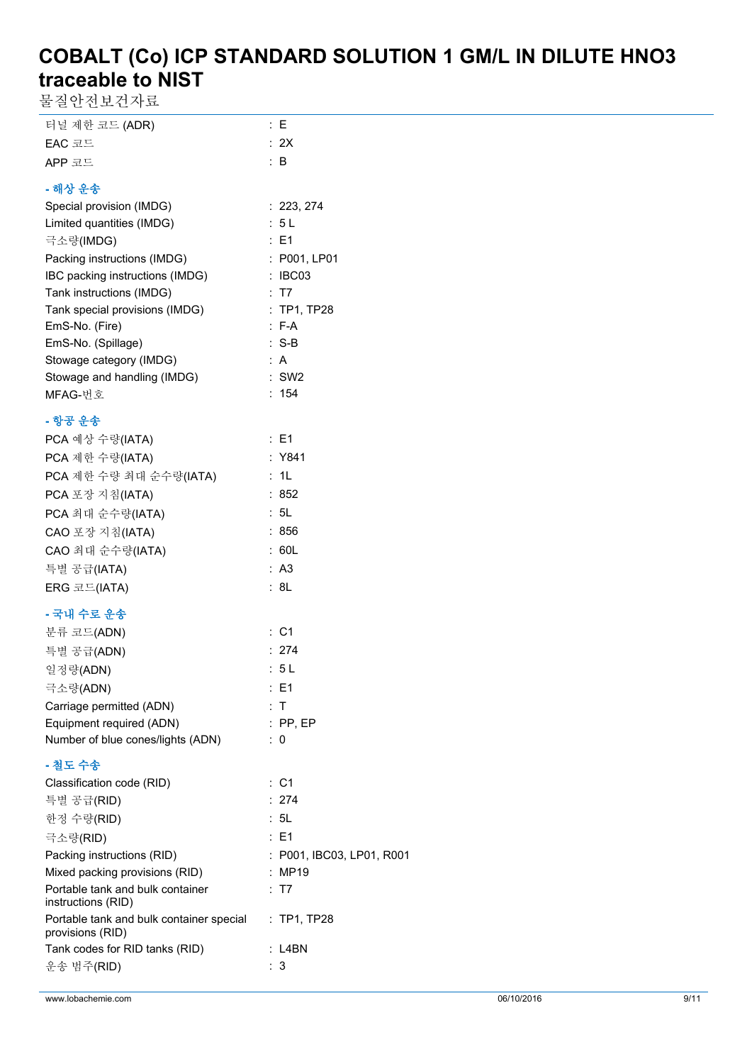# COBALT (Co) ICP STANDARD SOLUTION 1 GM/L IN DILUTE HNO3 traceable to NIST

물질안전보건자료

| | |
|---|---|
| 터널 제한 코드 (ADR) | : E |
| EAC 코드 | : 2X |
| APP 코드 | : B |

### - 해상 운송

| | |
|---|---|
| Special provision (IMDG) | : 223, 274 |
| Limited quantities (IMDG) | : 5 L |
| 극소량(IMDG) | : E1 |
| Packing instructions (IMDG) | : P001, LP01 |
| IBC packing instructions (IMDG) | : IBC03 |
| Tank instructions (IMDG) | : T7 |
| Tank special provisions (IMDG) | : TP1, TP28 |
| EmS-No. (Fire) | : F-A |
| EmS-No. (Spillage) | : S-B |
| Stowage category (IMDG) | : A |
| Stowage and handling (IMDG) | : SW2 |
| MFAG-번호 | : 154 |

### - 항공 운송

| | |
|---|---|
| PCA 예상 수량(IATA) | : E1 |
| PCA 제한 수량(IATA) | : Y841 |
| PCA 제한 수량 최대 순수량(IATA) | : 1L |
| PCA 포장 지침(IATA) | : 852 |
| PCA 최대 순수량(IATA) | : 5L |
| CAO 포장 지침(IATA) | : 856 |
| CAO 최대 순수량(IATA) | : 60L |
| 특별 공급(IATA) | : A3 |
| ERG 코드(IATA) | : 8L |

### - 국내 수로 운송

| | |
|---|---|
| 분류 코드(ADN) | : C1 |
| 특별 공급(ADN) | : 274 |
| 일정량(ADN) | : 5 L |
| 극소량(ADN) | : E1 |
| Carriage permitted (ADN) | : T |
| Equipment required (ADN) | : PP, EP |
| Number of blue cones/lights (ADN) | : 0 |

### - 철도 수송

| | |
|---|---|
| Classification code (RID) | : C1 |
| 특별 공급(RID) | : 274 |
| 한정 수량(RID) | : 5L |
| 극소량(RID) | : E1 |
| Packing instructions (RID) | : P001, IBC03, LP01, R001 |
| Mixed packing provisions (RID) | : MP19 |
| Portable tank and bulk container instructions (RID) | : T7 |
| Portable tank and bulk container special provisions (RID) | : TP1, TP28 |
| Tank codes for RID tanks (RID) | : L4BN |
| 운송 범주(RID) | : 3 |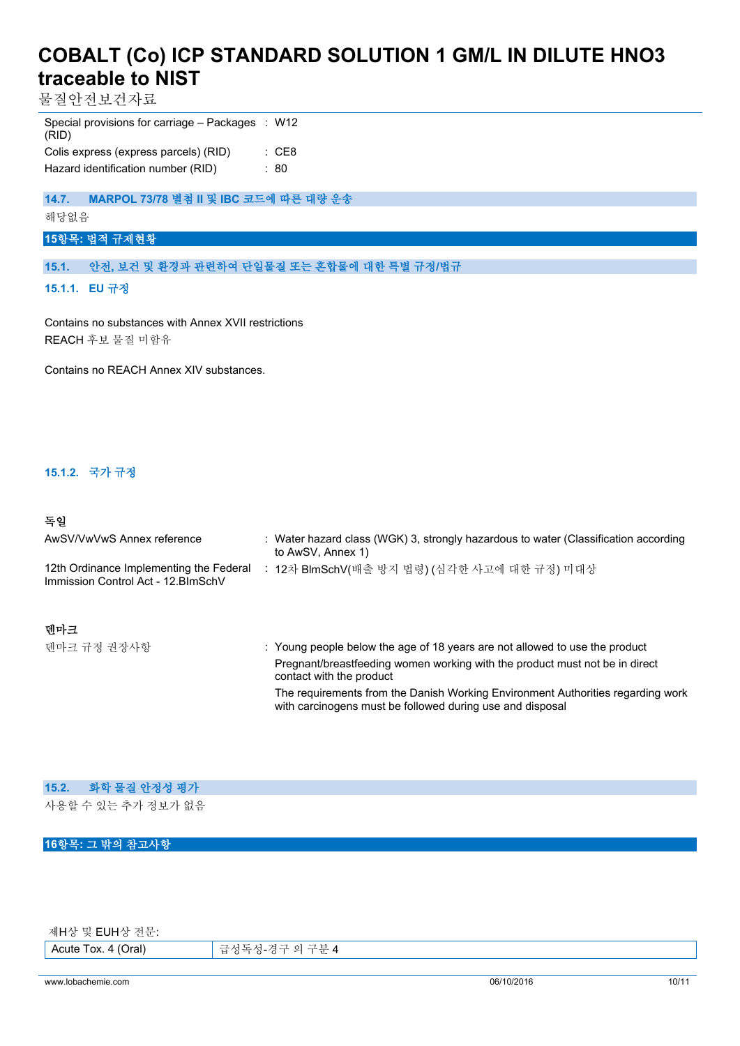| | | |
|---|---|---|
| Special provisions for carriage – Packages (RID) | : | W12 |
| Colis express (express parcels) (RID) | : | CE8 |
| Hazard identification number (RID) | : | 80 |

### 14.7. MARPOL 73/78 별첨 II 및 IBC 코드에 따른 대량 운송

해당없음

## 15항목: 법적 규제현황

### 15.1. 안전, 보건 및 환경과 관련하여 단일물질 또는 혼합물에 대한 특별 규정/법규

#### 15.1.1. EU 규정

Contains no substances with Annex XVII restrictions
REACH 후보 물질 미함유

Contains no REACH Annex XIV substances.

#### 15.1.2. 국가 규정

**독일**

| | | |
|---|---|---|
| AwSV/VwVwS Annex reference | : | Water hazard class (WGK) 3, strongly hazardous to water (Classification according to AwSV, Annex 1) |
| 12th Ordinance Implementing the Federal Immission Control Act - 12.BImSchV | : | 12차 BImSchV(배출 방지 법령) (심각한 사고에 대한 규정) 미대상 |

**덴마크**

| | | |
|---|---|---|
| 덴마크 규정 권장사항 | : | Young people below the age of 18 years are not allowed to use the product<br>Pregnant/breastfeeding women working with the product must not be in direct contact with the product<br>The requirements from the Danish Working Environment Authorities regarding work with carcinogens must be followed during use and disposal |

### 15.2. 화학 물질 안정성 평가

사용할 수 있는 추가 정보가 없음

## 16항목: 그 밖의 참고사항

제H상 및 EUH상 전문:

| | |
|---|---|
| Acute Tox. 4 (Oral) | 급성독성-경구 의 구분 4 |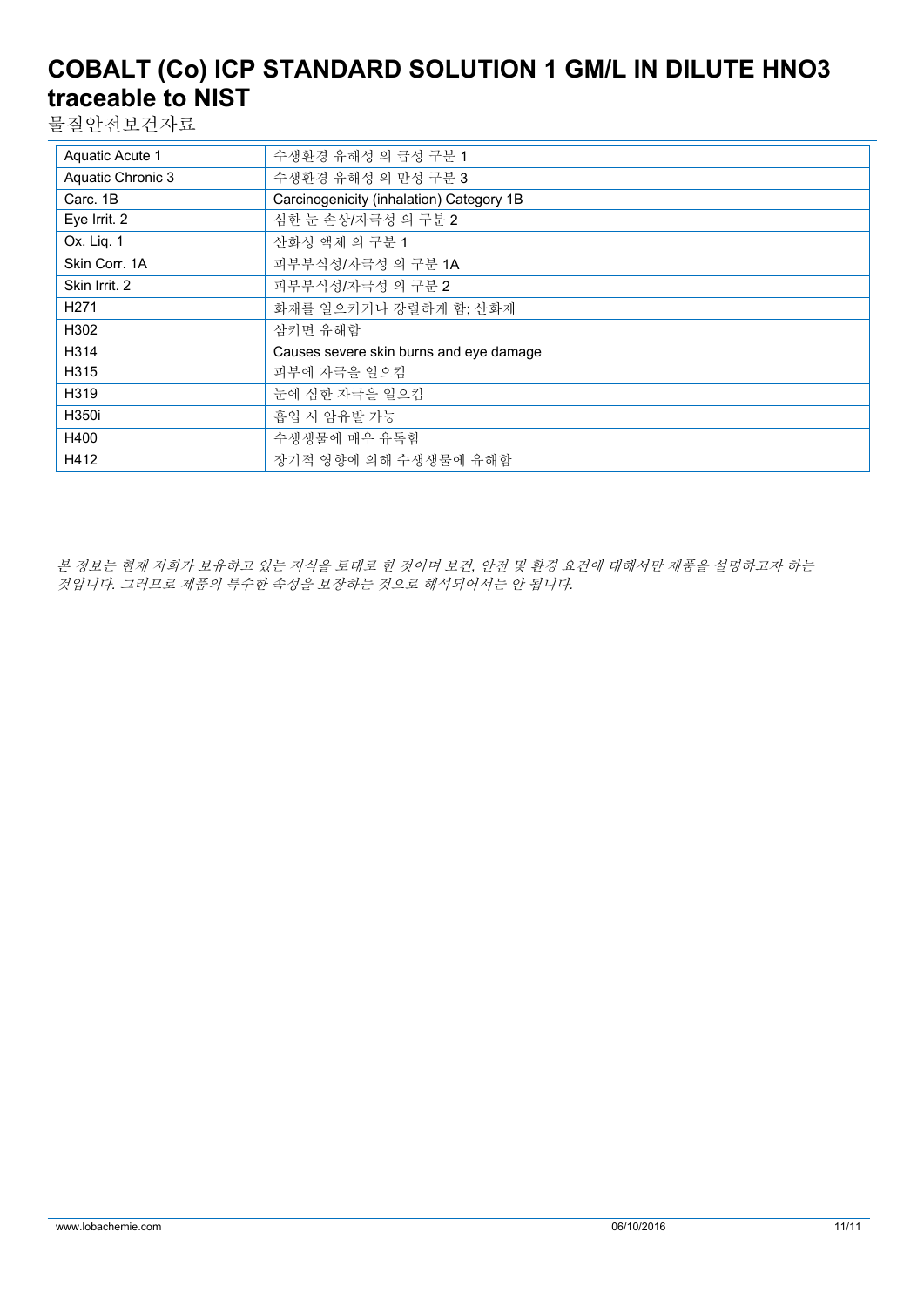| | |
|---|---|
| Aquatic Acute 1 | 수생환경 유해성 의 급성 구분 1 |
| Aquatic Chronic 3 | 수생환경 유해성 의 만성 구분 3 |
| Carc. 1B | Carcinogenicity (inhalation) Category 1B |
| Eye Irrit. 2 | 심한 눈 손상/자극성 의 구분 2 |
| Ox. Liq. 1 | 산화성 액체 의 구분 1 |
| Skin Corr. 1A | 피부부식성/자극성 의 구분 1A |
| Skin Irrit. 2 | 피부부식성/자극성 의 구분 2 |
| H271 | 화재를 일으키거나 강렬하게 함; 산화제 |
| H302 | 삼키면 유해함 |
| H314 | Causes severe skin burns and eye damage |
| H315 | 피부에 자극을 일으킴 |
| H319 | 눈에 심한 자극을 일으킴 |
| H350i | 흡입 시 암유발 가능 |
| H400 | 수생생물에 매우 유독함 |
| H412 | 장기적 영향에 의해 수생생물에 유해함 |

*본 정보는 현재 저희가 보유하고 있는 지식을 토대로 한 것이며 보건, 안전 및 환경 요건에 대해서만 제품을 설명하고자 하는 것입니다. 그러므로 제품의 특수한 속성을 보장하는 것으로 해석되어서는 안 됩니다.*